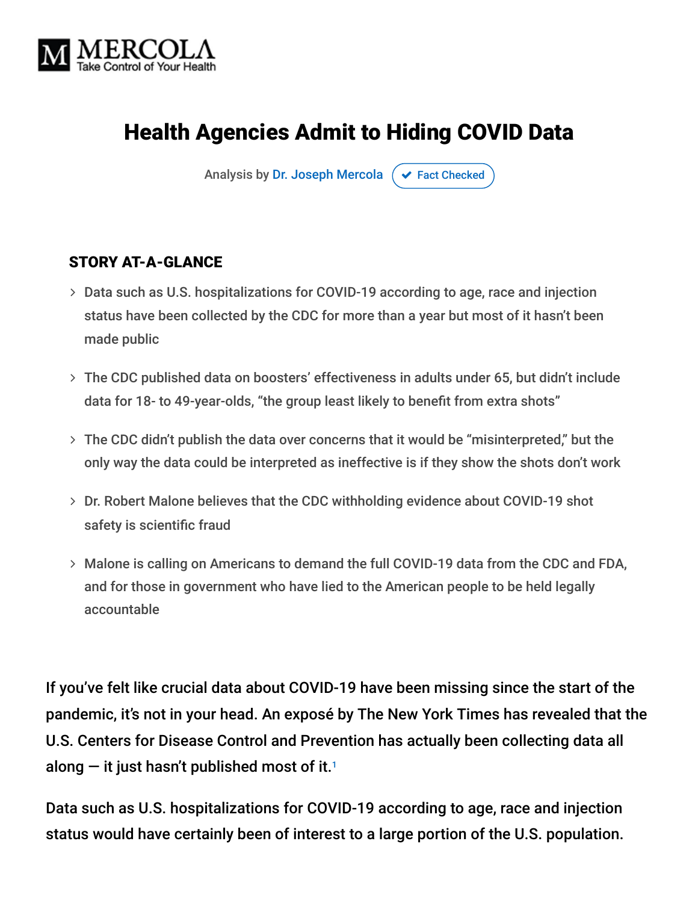MERCOLA
Take Control of Your Health

# Health Agencies Admit to Hiding COVID Data

Analysis by Dr. Joseph Mercola ✔ Fact Checked

### STORY AT-A-GLANCE

- Data such as U.S. hospitalizations for COVID-19 according to age, race and injection status have been collected by the CDC for more than a year but most of it hasn't been made public
- The CDC published data on boosters' effectiveness in adults under 65, but didn't include data for 18- to 49-year-olds, "the group least likely to benefit from extra shots"
- The CDC didn't publish the data over concerns that it would be "misinterpreted," but the only way the data could be interpreted as ineffective is if they show the shots don't work
- Dr. Robert Malone believes that the CDC withholding evidence about COVID-19 shot safety is scientific fraud
- Malone is calling on Americans to demand the full COVID-19 data from the CDC and FDA, and for those in government who have lied to the American people to be held legally accountable

If you've felt like crucial data about COVID-19 have been missing since the start of the pandemic, it's not in your head. An exposé by The New York Times has revealed that the U.S. Centers for Disease Control and Prevention has actually been collecting data all along — it just hasn't published most of it.[1]

Data such as U.S. hospitalizations for COVID-19 according to age, race and injection status would have certainly been of interest to a large portion of the U.S. population.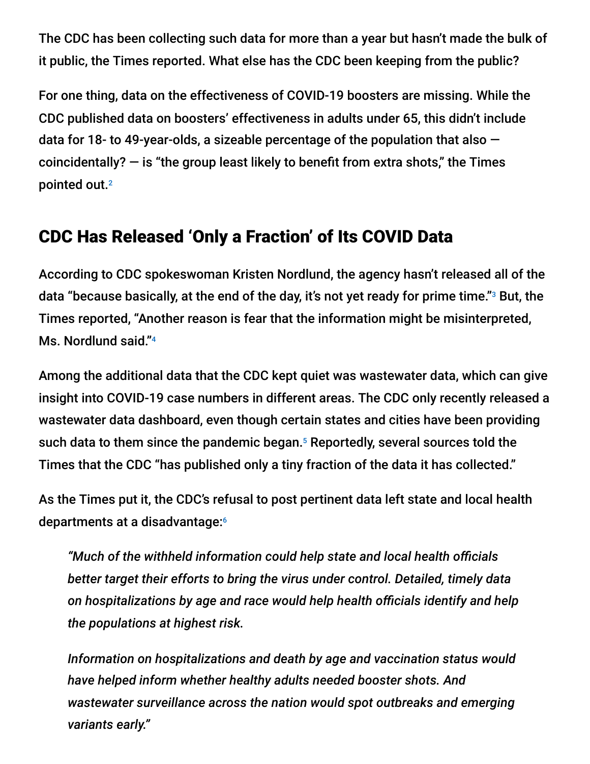The CDC has been collecting such data for more than a year but hasn't made the bulk of it public, the Times reported. What else has the CDC been keeping from the public?

For one thing, data on the effectiveness of COVID-19 boosters are missing. While the CDC published data on boosters' effectiveness in adults under 65, this didn't include data for 18- to 49-year-olds, a sizeable percentage of the population that also — coincidentally? — is "the group least likely to benefit from extra shots," the Times pointed out.[2]

## CDC Has Released 'Only a Fraction' of Its COVID Data

According to CDC spokeswoman Kristen Nordlund, the agency hasn't released all of the data "because basically, at the end of the day, it's not yet ready for prime time."[3] But, the Times reported, "Another reason is fear that the information might be misinterpreted, Ms. Nordlund said."[4]

Among the additional data that the CDC kept quiet was wastewater data, which can give insight into COVID-19 case numbers in different areas. The CDC only recently released a wastewater data dashboard, even though certain states and cities have been providing such data to them since the pandemic began.[5] Reportedly, several sources told the Times that the CDC "has published only a tiny fraction of the data it has collected."

As the Times put it, the CDC's refusal to post pertinent data left state and local health departments at a disadvantage:[6]

> *"Much of the withheld information could help state and local health officials better target their efforts to bring the virus under control. Detailed, timely data on hospitalizations by age and race would help health officials identify and help the populations at highest risk.*
>
> *Information on hospitalizations and death by age and vaccination status would have helped inform whether healthy adults needed booster shots. And wastewater surveillance across the nation would spot outbreaks and emerging variants early."*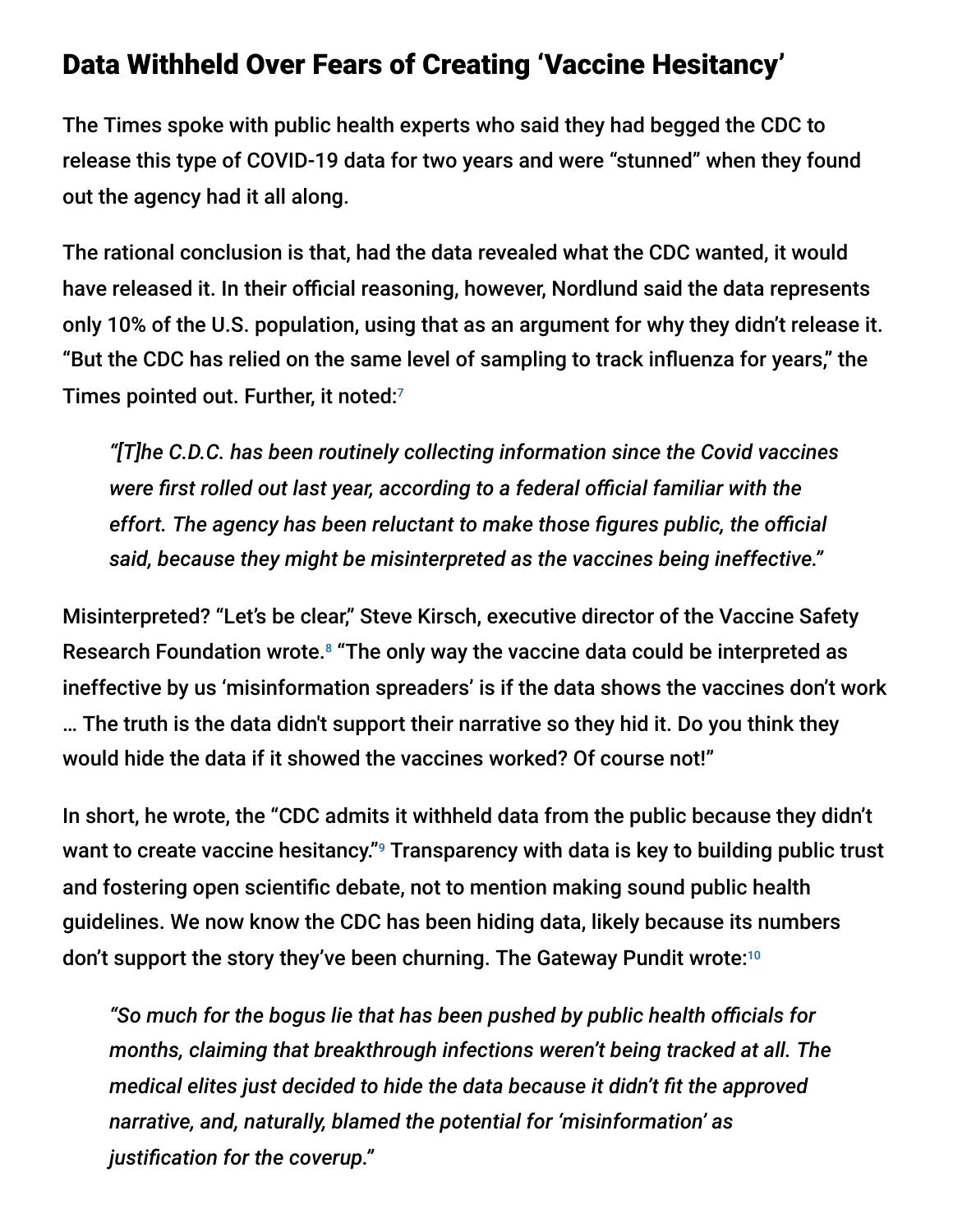## Data Withheld Over Fears of Creating 'Vaccine Hesitancy'

The Times spoke with public health experts who said they had begged the CDC to release this type of COVID-19 data for two years and were "stunned" when they found out the agency had it all along.

The rational conclusion is that, had the data revealed what the CDC wanted, it would have released it. In their official reasoning, however, Nordlund said the data represents only 10% of the U.S. population, using that as an argument for why they didn't release it. "But the CDC has relied on the same level of sampling to track influenza for years," the Times pointed out. Further, it noted:[7]

> *"[T]he C.D.C. has been routinely collecting information since the Covid vaccines were first rolled out last year, according to a federal official familiar with the effort. The agency has been reluctant to make those figures public, the official said, because they might be misinterpreted as the vaccines being ineffective."*

Misinterpreted? "Let's be clear," Steve Kirsch, executive director of the Vaccine Safety Research Foundation wrote.[8] "The only way the vaccine data could be interpreted as ineffective by us 'misinformation spreaders' is if the data shows the vaccines don't work … The truth is the data didn't support their narrative so they hid it. Do you think they would hide the data if it showed the vaccines worked? Of course not!"

In short, he wrote, the "CDC admits it withheld data from the public because they didn't want to create vaccine hesitancy."[9] Transparency with data is key to building public trust and fostering open scientific debate, not to mention making sound public health guidelines. We now know the CDC has been hiding data, likely because its numbers don't support the story they've been churning. The Gateway Pundit wrote:[10]

> *"So much for the bogus lie that has been pushed by public health officials for months, claiming that breakthrough infections weren't being tracked at all. The medical elites just decided to hide the data because it didn't fit the approved narrative, and, naturally, blamed the potential for 'misinformation' as justification for the coverup."*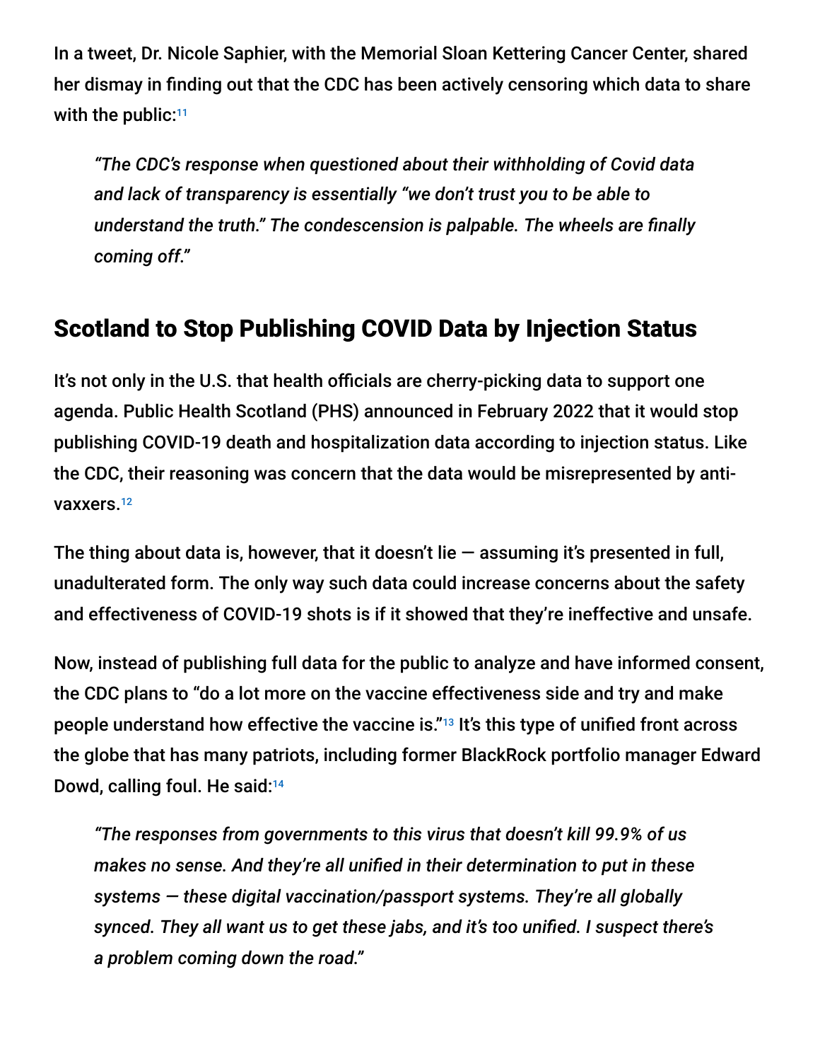In a tweet, Dr. Nicole Saphier, with the Memorial Sloan Kettering Cancer Center, shared her dismay in finding out that the CDC has been actively censoring which data to share with the public:[11]

> *"The CDC's response when questioned about their withholding of Covid data and lack of transparency is essentially "we don't trust you to be able to understand the truth." The condescension is palpable. The wheels are finally coming off."*

## Scotland to Stop Publishing COVID Data by Injection Status

It's not only in the U.S. that health officials are cherry-picking data to support one agenda. Public Health Scotland (PHS) announced in February 2022 that it would stop publishing COVID-19 death and hospitalization data according to injection status. Like the CDC, their reasoning was concern that the data would be misrepresented by anti-vaxxers.[12]

The thing about data is, however, that it doesn't lie — assuming it's presented in full, unadulterated form. The only way such data could increase concerns about the safety and effectiveness of COVID-19 shots is if it showed that they're ineffective and unsafe.

Now, instead of publishing full data for the public to analyze and have informed consent, the CDC plans to "do a lot more on the vaccine effectiveness side and try and make people understand how effective the vaccine is."[13] It's this type of unified front across the globe that has many patriots, including former BlackRock portfolio manager Edward Dowd, calling foul. He said:[14]

> *"The responses from governments to this virus that doesn't kill 99.9% of us makes no sense. And they're all unified in their determination to put in these systems — these digital vaccination/passport systems. They're all globally synced. They all want us to get these jabs, and it's too unified. I suspect there's a problem coming down the road."*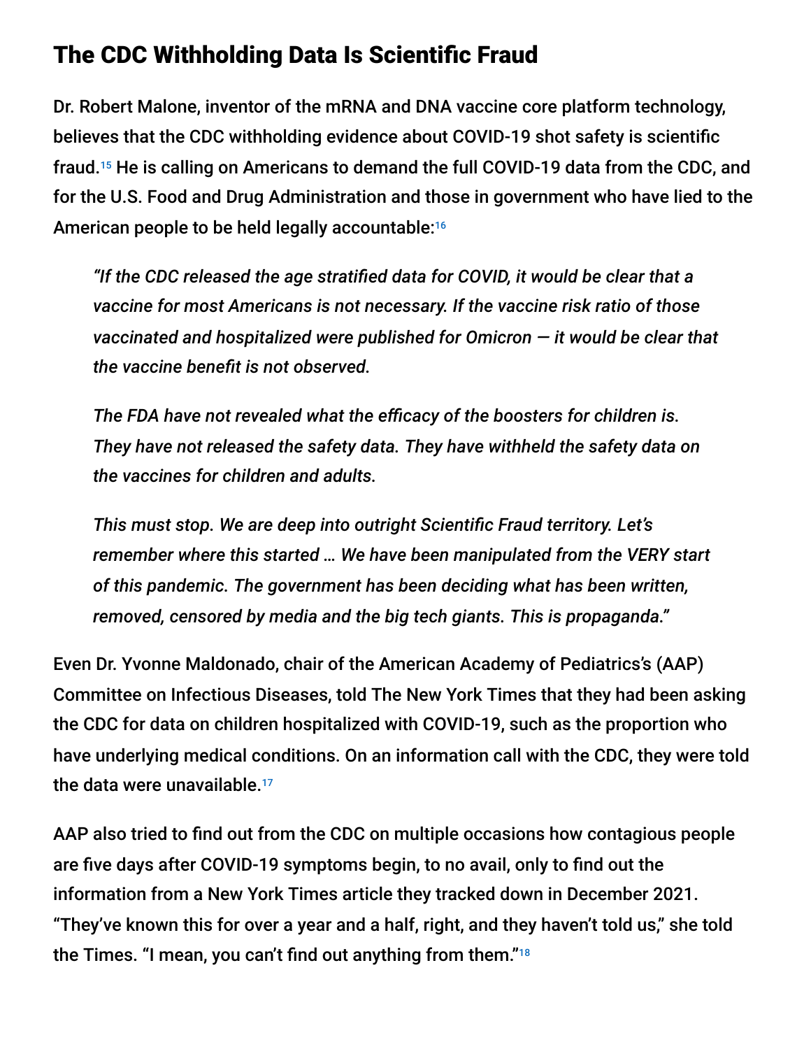## The CDC Withholding Data Is Scientific Fraud

Dr. Robert Malone, inventor of the mRNA and DNA vaccine core platform technology, believes that the CDC withholding evidence about COVID-19 shot safety is scientific fraud.[15] He is calling on Americans to demand the full COVID-19 data from the CDC, and for the U.S. Food and Drug Administration and those in government who have lied to the American people to be held legally accountable:[16]

> *"If the CDC released the age stratified data for COVID, it would be clear that a vaccine for most Americans is not necessary. If the vaccine risk ratio of those vaccinated and hospitalized were published for Omicron — it would be clear that the vaccine benefit is not observed.*
>
> *The FDA have not revealed what the efficacy of the boosters for children is. They have not released the safety data. They have withheld the safety data on the vaccines for children and adults.*
>
> *This must stop. We are deep into outright Scientific Fraud territory. Let's remember where this started … We have been manipulated from the VERY start of this pandemic. The government has been deciding what has been written, removed, censored by media and the big tech giants. This is propaganda."*

Even Dr. Yvonne Maldonado, chair of the American Academy of Pediatrics's (AAP) Committee on Infectious Diseases, told The New York Times that they had been asking the CDC for data on children hospitalized with COVID-19, such as the proportion who have underlying medical conditions. On an information call with the CDC, they were told the data were unavailable.[17]

AAP also tried to find out from the CDC on multiple occasions how contagious people are five days after COVID-19 symptoms begin, to no avail, only to find out the information from a New York Times article they tracked down in December 2021. "They've known this for over a year and a half, right, and they haven't told us," she told the Times. "I mean, you can't find out anything from them."[18]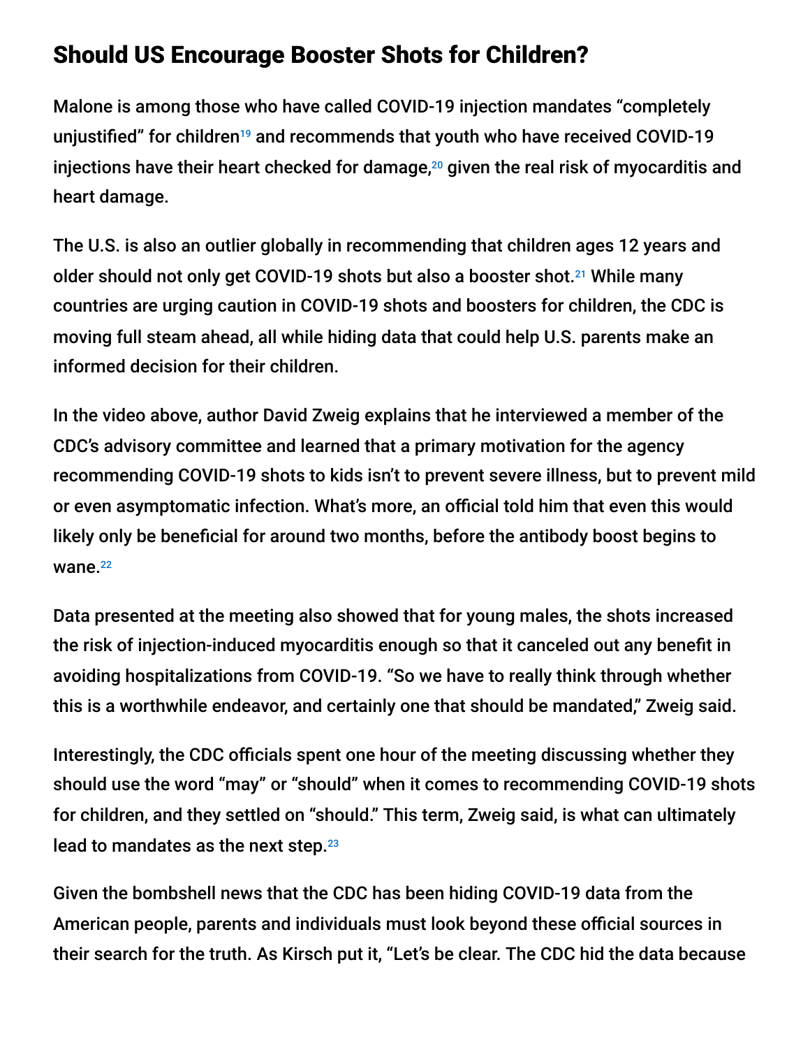## Should US Encourage Booster Shots for Children?

Malone is among those who have called COVID-19 injection mandates "completely unjustified" for children[19] and recommends that youth who have received COVID-19 injections have their heart checked for damage,[20] given the real risk of myocarditis and heart damage.

The U.S. is also an outlier globally in recommending that children ages 12 years and older should not only get COVID-19 shots but also a booster shot.[21] While many countries are urging caution in COVID-19 shots and boosters for children, the CDC is moving full steam ahead, all while hiding data that could help U.S. parents make an informed decision for their children.

In the video above, author David Zweig explains that he interviewed a member of the CDC's advisory committee and learned that a primary motivation for the agency recommending COVID-19 shots to kids isn't to prevent severe illness, but to prevent mild or even asymptomatic infection. What's more, an official told him that even this would likely only be beneficial for around two months, before the antibody boost begins to wane.[22]

Data presented at the meeting also showed that for young males, the shots increased the risk of injection-induced myocarditis enough so that it canceled out any benefit in avoiding hospitalizations from COVID-19. "So we have to really think through whether this is a worthwhile endeavor, and certainly one that should be mandated," Zweig said.

Interestingly, the CDC officials spent one hour of the meeting discussing whether they should use the word "may" or "should" when it comes to recommending COVID-19 shots for children, and they settled on "should." This term, Zweig said, is what can ultimately lead to mandates as the next step.[23]

Given the bombshell news that the CDC has been hiding COVID-19 data from the American people, parents and individuals must look beyond these official sources in their search for the truth. As Kirsch put it, "Let's be clear. The CDC hid the data because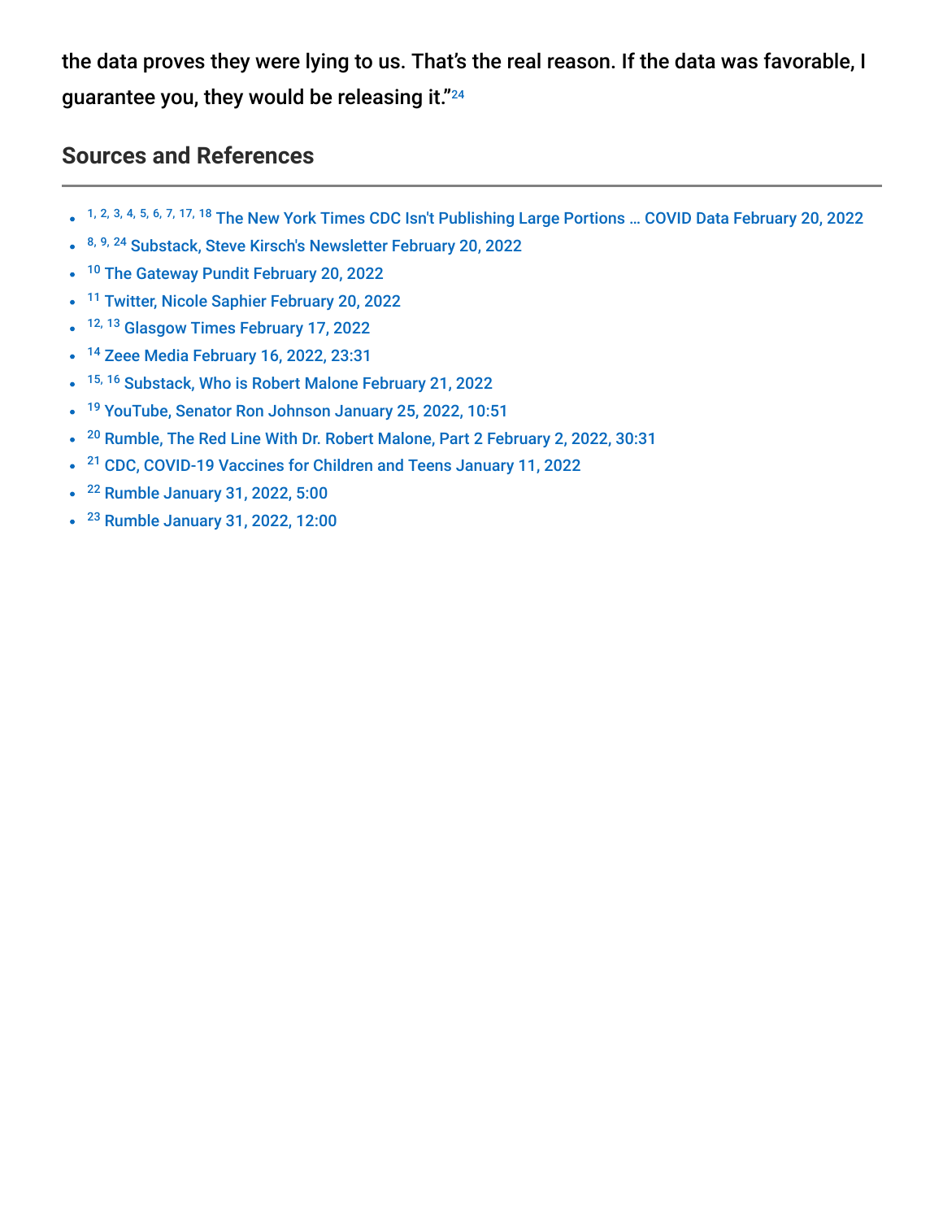the data proves they were lying to us. That's the real reason. If the data was favorable, I guarantee you, they would be releasing it."[24]

## Sources and References

- [1, 2, 3, 4, 5, 6, 7, 17, 18] The New York Times CDC Isn't Publishing Large Portions … COVID Data February 20, 2022
- [8, 9, 24] Substack, Steve Kirsch's Newsletter February 20, 2022
- [10] The Gateway Pundit February 20, 2022
- [11] Twitter, Nicole Saphier February 20, 2022
- [12, 13] Glasgow Times February 17, 2022
- [14] Zeee Media February 16, 2022, 23:31
- [15, 16] Substack, Who is Robert Malone February 21, 2022
- [19] YouTube, Senator Ron Johnson January 25, 2022, 10:51
- [20] Rumble, The Red Line With Dr. Robert Malone, Part 2 February 2, 2022, 30:31
- [21] CDC, COVID-19 Vaccines for Children and Teens January 11, 2022
- [22] Rumble January 31, 2022, 5:00
- [23] Rumble January 31, 2022, 12:00